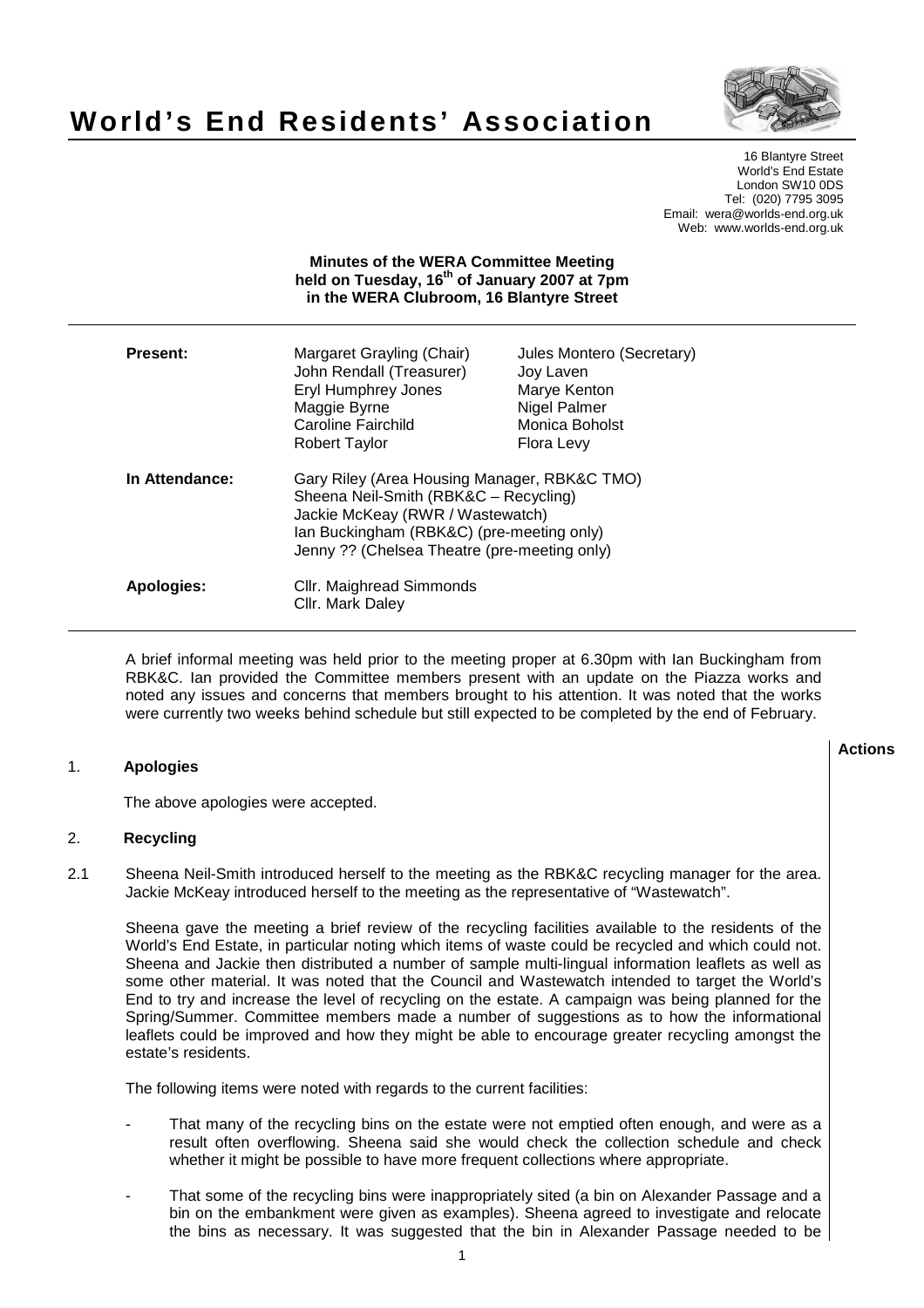# World's End Residents' Association

16 Blantyre Street
World's End Estate
London SW10 0DS
Tel: (020) 7795 3095
Email: wera@worlds-end.org.uk
Web: www.worlds-end.org.uk

**Minutes of the WERA Committee Meeting held on Tuesday, 16th of January 2007 at 7pm in the WERA Clubroom, 16 Blantyre Street**

| | | |
|---|---|---|
| **Present:** | Margaret Grayling (Chair) | Jules Montero (Secretary) |
| | John Rendall (Treasurer) | Joy Laven |
| | Eryl Humphrey Jones | Marye Kenton |
| | Maggie Byrne | Nigel Palmer |
| | Caroline Fairchild | Monica Boholst |
| | Robert Taylor | Flora Levy |
| **In Attendance:** | Gary Riley (Area Housing Manager, RBK&C TMO) | |
| | Sheena Neil-Smith (RBK&C – Recycling) | |
| | Jackie McKeay (RWR / Wastewatch) | |
| | Ian Buckingham (RBK&C) (pre-meeting only) | |
| | Jenny ?? (Chelsea Theatre (pre-meeting only) | |
| **Apologies:** | Cllr. Maighread Simmonds | |
| | Cllr. Mark Daley | |

A brief informal meeting was held prior to the meeting proper at 6.30pm with Ian Buckingham from RBK&C. Ian provided the Committee members present with an update on the Piazza works and noted any issues and concerns that members brought to his attention. It was noted that the works were currently two weeks behind schedule but still expected to be completed by the end of February.

**Actions**

1. **Apologies**

The above apologies were accepted.

2. **Recycling**

2.1 Sheena Neil-Smith introduced herself to the meeting as the RBK&C recycling manager for the area. Jackie McKeay introduced herself to the meeting as the representative of "Wastewatch".

Sheena gave the meeting a brief review of the recycling facilities available to the residents of the World's End Estate, in particular noting which items of waste could be recycled and which could not. Sheena and Jackie then distributed a number of sample multi-lingual information leaflets as well as some other material. It was noted that the Council and Wastewatch intended to target the World's End to try and increase the level of recycling on the estate. A campaign was being planned for the Spring/Summer. Committee members made a number of suggestions as to how the informational leaflets could be improved and how they might be able to encourage greater recycling amongst the estate's residents.

The following items were noted with regards to the current facilities:

- That many of the recycling bins on the estate were not emptied often enough, and were as a result often overflowing. Sheena said she would check the collection schedule and check whether it might be possible to have more frequent collections where appropriate.
- That some of the recycling bins were inappropriately sited (a bin on Alexander Passage and a bin on the embankment were given as examples). Sheena agreed to investigate and relocate the bins as necessary. It was suggested that the bin in Alexander Passage needed to be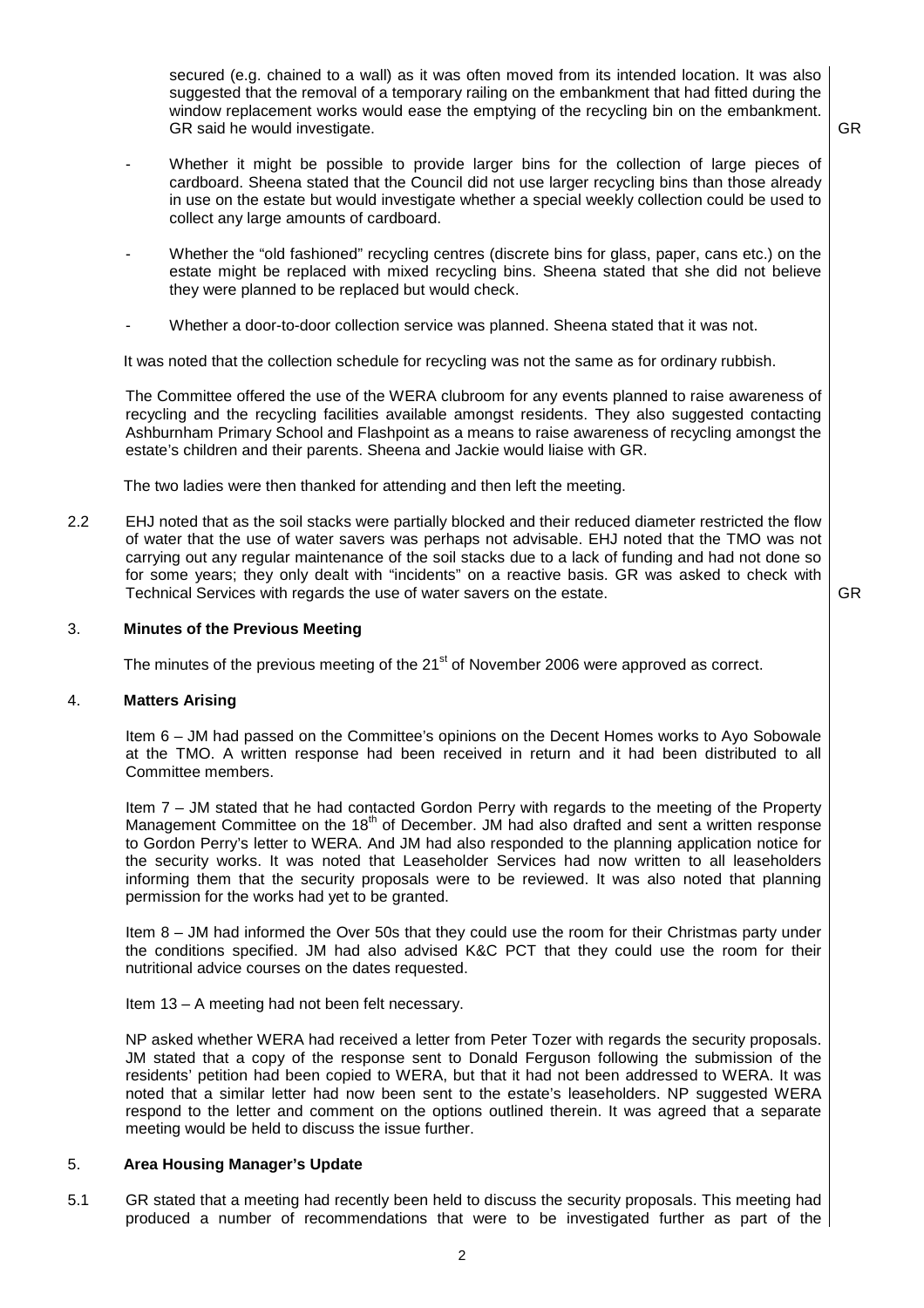secured (e.g. chained to a wall) as it was often moved from its intended location. It was also suggested that the removal of a temporary railing on the embankment that had fitted during the window replacement works would ease the emptying of the recycling bin on the embankment. GR said he would investigate. **GR**

- Whether it might be possible to provide larger bins for the collection of large pieces of cardboard. Sheena stated that the Council did not use larger recycling bins than those already in use on the estate but would investigate whether a special weekly collection could be used to collect any large amounts of cardboard.

- Whether the "old fashioned" recycling centres (discrete bins for glass, paper, cans etc.) on the estate might be replaced with mixed recycling bins. Sheena stated that she did not believe they were planned to be replaced but would check.

- Whether a door-to-door collection service was planned. Sheena stated that it was not.

It was noted that the collection schedule for recycling was not the same as for ordinary rubbish.

The Committee offered the use of the WERA clubroom for any events planned to raise awareness of recycling and the recycling facilities available amongst residents. They also suggested contacting Ashburnham Primary School and Flashpoint as a means to raise awareness of recycling amongst the estate's children and their parents. Sheena and Jackie would liaise with GR.

The two ladies were then thanked for attending and then left the meeting.

2.2 EHJ noted that as the soil stacks were partially blocked and their reduced diameter restricted the flow of water that the use of water savers was perhaps not advisable. EHJ noted that the TMO was not carrying out any regular maintenance of the soil stacks due to a lack of funding and had not done so for some years; they only dealt with "incidents" on a reactive basis. GR was asked to check with Technical Services with regards the use of water savers on the estate. **GR**

## 3. Minutes of the Previous Meeting

The minutes of the previous meeting of the 21st of November 2006 were approved as correct.

## 4. Matters Arising

Item 6 – JM had passed on the Committee's opinions on the Decent Homes works to Ayo Sobowale at the TMO. A written response had been received in return and it had been distributed to all Committee members.

Item 7 – JM stated that he had contacted Gordon Perry with regards to the meeting of the Property Management Committee on the 18th of December. JM had also drafted and sent a written response to Gordon Perry's letter to WERA. And JM had also responded to the planning application notice for the security works. It was noted that Leaseholder Services had now written to all leaseholders informing them that the security proposals were to be reviewed. It was also noted that planning permission for the works had yet to be granted.

Item 8 – JM had informed the Over 50s that they could use the room for their Christmas party under the conditions specified. JM had also advised K&C PCT that they could use the room for their nutritional advice courses on the dates requested.

Item 13 – A meeting had not been felt necessary.

NP asked whether WERA had received a letter from Peter Tozer with regards the security proposals. JM stated that a copy of the response sent to Donald Ferguson following the submission of the residents' petition had been copied to WERA, but that it had not been addressed to WERA. It was noted that a similar letter had now been sent to the estate's leaseholders. NP suggested WERA respond to the letter and comment on the options outlined therein. It was agreed that a separate meeting would be held to discuss the issue further.

## 5. Area Housing Manager's Update

5.1 GR stated that a meeting had recently been held to discuss the security proposals. This meeting had produced a number of recommendations that were to be investigated further as part of the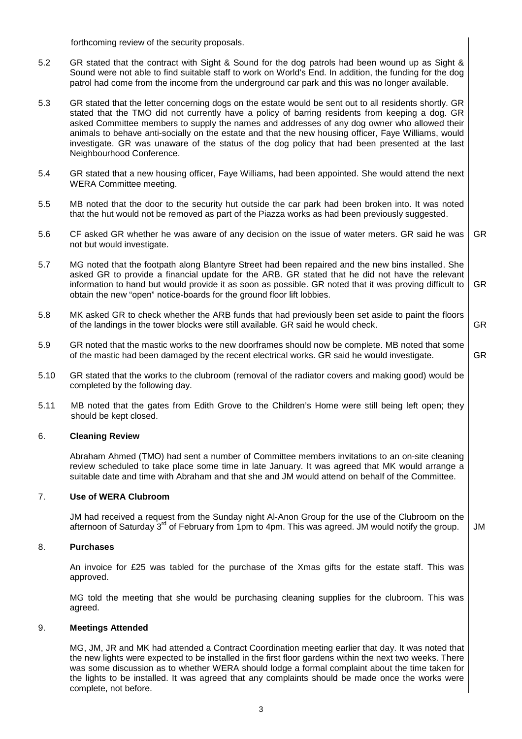forthcoming review of the security proposals.

5.2 GR stated that the contract with Sight & Sound for the dog patrols had been wound up as Sight & Sound were not able to find suitable staff to work on World's End. In addition, the funding for the dog patrol had come from the income from the underground car park and this was no longer available.

5.3 GR stated that the letter concerning dogs on the estate would be sent out to all residents shortly. GR stated that the TMO did not currently have a policy of barring residents from keeping a dog. GR asked Committee members to supply the names and addresses of any dog owner who allowed their animals to behave anti-socially on the estate and that the new housing officer, Faye Williams, would investigate. GR was unaware of the status of the dog policy that had been presented at the last Neighbourhood Conference.

5.4 GR stated that a new housing officer, Faye Williams, had been appointed. She would attend the next WERA Committee meeting.

5.5 MB noted that the door to the security hut outside the car park had been broken into. It was noted that the hut would not be removed as part of the Piazza works as had been previously suggested.

5.6 CF asked GR whether he was aware of any decision on the issue of water meters. GR said he was not but would investigate. **GR**

5.7 MG noted that the footpath along Blantyre Street had been repaired and the new bins installed. She asked GR to provide a financial update for the ARB. GR stated that he did not have the relevant information to hand but would provide it as soon as possible. GR noted that it was proving difficult to obtain the new "open" notice-boards for the ground floor lift lobbies. **GR**

5.8 MK asked GR to check whether the ARB funds that had previously been set aside to paint the floors of the landings in the tower blocks were still available. GR said he would check. **GR**

5.9 GR noted that the mastic works to the new doorframes should now be complete. MB noted that some of the mastic had been damaged by the recent electrical works. GR said he would investigate. **GR**

5.10 GR stated that the works to the clubroom (removal of the radiator covers and making good) would be completed by the following day.

5.11 MB noted that the gates from Edith Grove to the Children's Home were still being left open; they should be kept closed.

## 6. Cleaning Review

Abraham Ahmed (TMO) had sent a number of Committee members invitations to an on-site cleaning review scheduled to take place some time in late January. It was agreed that MK would arrange a suitable date and time with Abraham and that she and JM would attend on behalf of the Committee.

## 7. Use of WERA Clubroom

JM had received a request from the Sunday night Al-Anon Group for the use of the Clubroom on the afternoon of Saturday 3rd of February from 1pm to 4pm. This was agreed. JM would notify the group. **JM**

## 8. Purchases

An invoice for £25 was tabled for the purchase of the Xmas gifts for the estate staff. This was approved.

MG told the meeting that she would be purchasing cleaning supplies for the clubroom. This was agreed.

## 9. Meetings Attended

MG, JM, JR and MK had attended a Contract Coordination meeting earlier that day. It was noted that the new lights were expected to be installed in the first floor gardens within the next two weeks. There was some discussion as to whether WERA should lodge a formal complaint about the time taken for the lights to be installed. It was agreed that any complaints should be made once the works were complete, not before.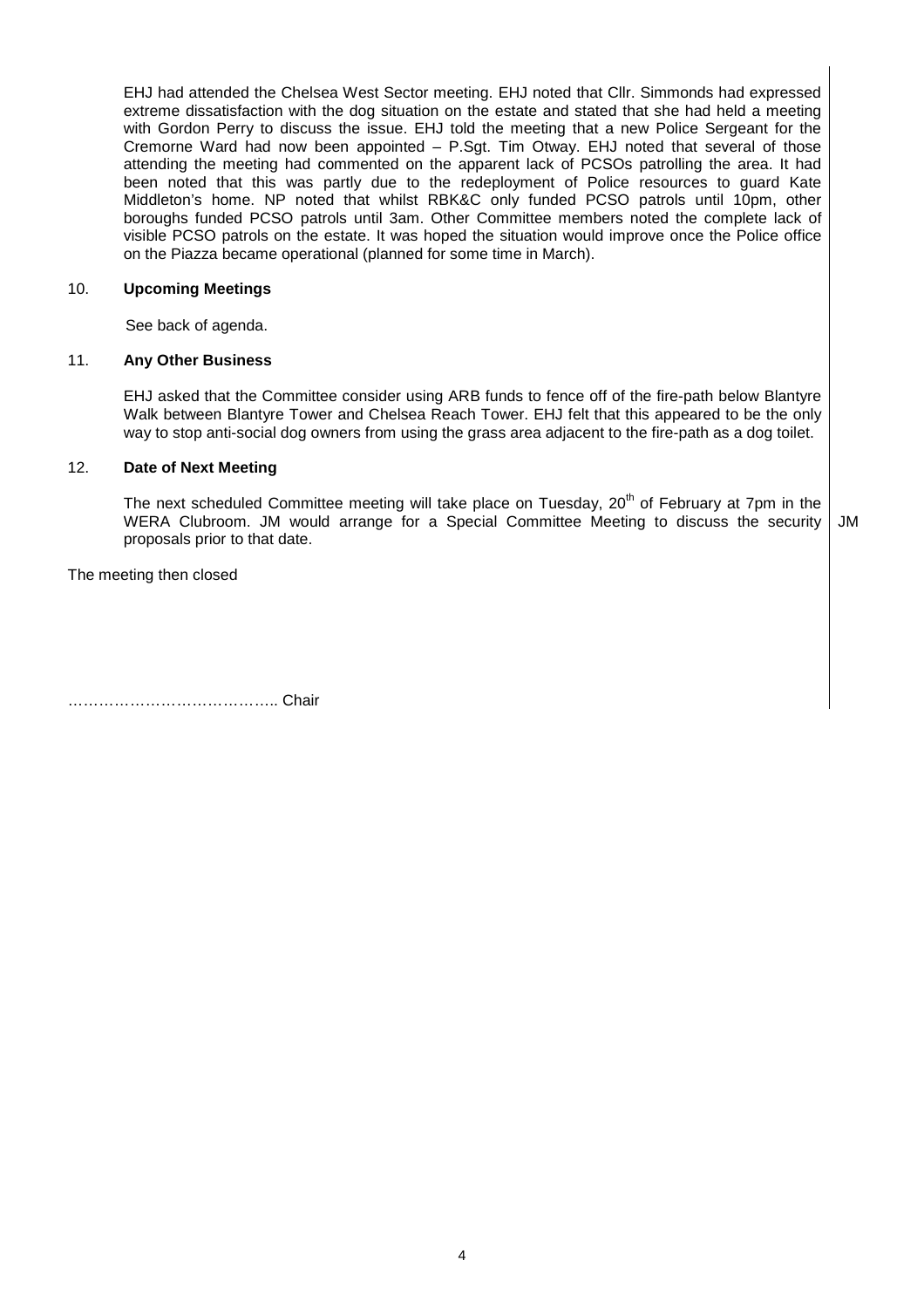EHJ had attended the Chelsea West Sector meeting. EHJ noted that Cllr. Simmonds had expressed extreme dissatisfaction with the dog situation on the estate and stated that she had held a meeting with Gordon Perry to discuss the issue. EHJ told the meeting that a new Police Sergeant for the Cremorne Ward had now been appointed – P.Sgt. Tim Otway. EHJ noted that several of those attending the meeting had commented on the apparent lack of PCSOs patrolling the area. It had been noted that this was partly due to the redeployment of Police resources to guard Kate Middleton's home. NP noted that whilst RBK&C only funded PCSO patrols until 10pm, other boroughs funded PCSO patrols until 3am. Other Committee members noted the complete lack of visible PCSO patrols on the estate. It was hoped the situation would improve once the Police office on the Piazza became operational (planned for some time in March).

10. **Upcoming Meetings**

See back of agenda.

11. **Any Other Business**

EHJ asked that the Committee consider using ARB funds to fence off of the fire-path below Blantyre Walk between Blantyre Tower and Chelsea Reach Tower. EHJ felt that this appeared to be the only way to stop anti-social dog owners from using the grass area adjacent to the fire-path as a dog toilet.

12. **Date of Next Meeting**

The next scheduled Committee meeting will take place on Tuesday, 20th of February at 7pm in the WERA Clubroom. JM would arrange for a Special Committee Meeting to discuss the security proposals prior to that date. — JM

The meeting then closed

………………………………….. Chair